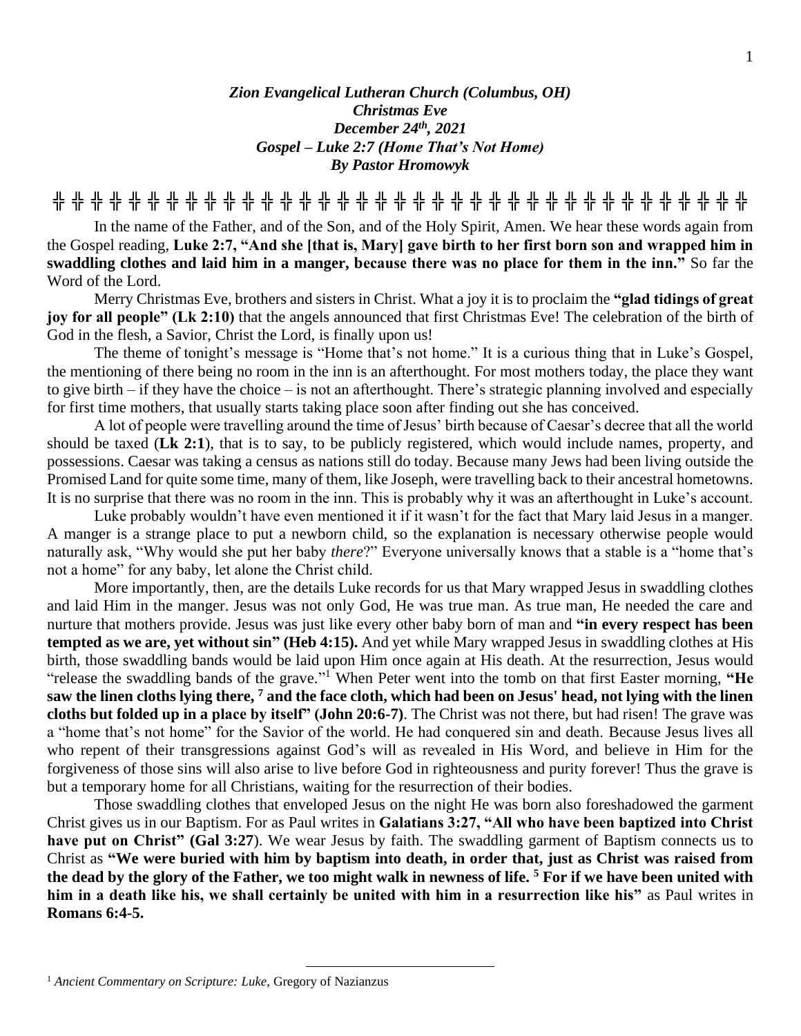***Zion Evangelical Lutheran Church (Columbus, OH)***
***Christmas Eve***
***December 24th, 2021***
***Gospel – Luke 2:7 (Home That's Not Home)***
***By Pastor Hromowyk***

╬ ╬ ╬ ╬ ╬ ╬ ╬ ╬ ╬ ╬ ╬ ╬ ╬ ╬ ╬ ╬ ╬ ╬ ╬ ╬ ╬ ╬ ╬ ╬ ╬ ╬ ╬ ╬ ╬ ╬ ╬ ╬ ╬ ╬ ╬ ╬ ╬ ╬

In the name of the Father, and of the Son, and of the Holy Spirit, Amen. We hear these words again from the Gospel reading, **Luke 2:7, "And she [that is, Mary] gave birth to her first born son and wrapped him in swaddling clothes and laid him in a manger, because there was no place for them in the inn."** So far the Word of the Lord.

Merry Christmas Eve, brothers and sisters in Christ. What a joy it is to proclaim the **"glad tidings of great joy for all people" (Lk 2:10)** that the angels announced that first Christmas Eve! The celebration of the birth of God in the flesh, a Savior, Christ the Lord, is finally upon us!

The theme of tonight's message is "Home that's not home." It is a curious thing that in Luke's Gospel, the mentioning of there being no room in the inn is an afterthought. For most mothers today, the place they want to give birth – if they have the choice – is not an afterthought. There's strategic planning involved and especially for first time mothers, that usually starts taking place soon after finding out she has conceived.

A lot of people were travelling around the time of Jesus' birth because of Caesar's decree that all the world should be taxed (**Lk 2:1**), that is to say, to be publicly registered, which would include names, property, and possessions. Caesar was taking a census as nations still do today. Because many Jews had been living outside the Promised Land for quite some time, many of them, like Joseph, were travelling back to their ancestral hometowns. It is no surprise that there was no room in the inn. This is probably why it was an afterthought in Luke's account.

Luke probably wouldn't have even mentioned it if it wasn't for the fact that Mary laid Jesus in a manger. A manger is a strange place to put a newborn child, so the explanation is necessary otherwise people would naturally ask, "Why would she put her baby *there*?" Everyone universally knows that a stable is a "home that's not a home" for any baby, let alone the Christ child.

More importantly, then, are the details Luke records for us that Mary wrapped Jesus in swaddling clothes and laid Him in the manger. Jesus was not only God, He was true man. As true man, He needed the care and nurture that mothers provide. Jesus was just like every other baby born of man and **"in every respect has been tempted as we are, yet without sin" (Heb 4:15).** And yet while Mary wrapped Jesus in swaddling clothes at His birth, those swaddling bands would be laid upon Him once again at His death. At the resurrection, Jesus would "release the swaddling bands of the grave."[1] When Peter went into the tomb on that first Easter morning, **"He saw the linen cloths lying there, [7] and the face cloth, which had been on Jesus' head, not lying with the linen cloths but folded up in a place by itself" (John 20:6-7)**. The Christ was not there, but had risen! The grave was a "home that's not home" for the Savior of the world. He had conquered sin and death. Because Jesus lives all who repent of their transgressions against God's will as revealed in His Word, and believe in Him for the forgiveness of those sins will also arise to live before God in righteousness and purity forever! Thus the grave is but a temporary home for all Christians, waiting for the resurrection of their bodies.

Those swaddling clothes that enveloped Jesus on the night He was born also foreshadowed the garment Christ gives us in our Baptism. For as Paul writes in **Galatians 3:27, "All who have been baptized into Christ have put on Christ" (Gal 3:27**). We wear Jesus by faith. The swaddling garment of Baptism connects us to Christ as **"We were buried with him by baptism into death, in order that, just as Christ was raised from the dead by the glory of the Father, we too might walk in newness of life. [5] For if we have been united with him in a death like his, we shall certainly be united with him in a resurrection like his"** as Paul writes in **Romans 6:4-5.**

---

[1] *Ancient Commentary on Scripture: Luke*, Gregory of Nazianzus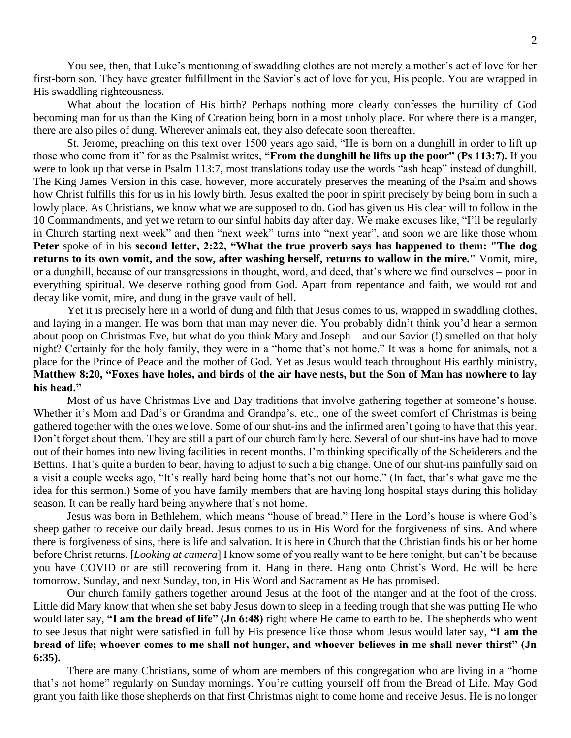You see, then, that Luke's mentioning of swaddling clothes are not merely a mother's act of love for her first-born son. They have greater fulfillment in the Savior's act of love for you, His people. You are wrapped in His swaddling righteousness.

What about the location of His birth? Perhaps nothing more clearly confesses the humility of God becoming man for us than the King of Creation being born in a most unholy place. For where there is a manger, there are also piles of dung. Wherever animals eat, they also defecate soon thereafter.

St. Jerome, preaching on this text over 1500 years ago said, "He is born on a dunghill in order to lift up those who come from it" for as the Psalmist writes, **"From the dunghill he lifts up the poor" (Ps 113:7).** If you were to look up that verse in Psalm 113:7, most translations today use the words "ash heap" instead of dunghill. The King James Version in this case, however, more accurately preserves the meaning of the Psalm and shows how Christ fulfills this for us in his lowly birth. Jesus exalted the poor in spirit precisely by being born in such a lowly place. As Christians, we know what we are supposed to do. God has given us His clear will to follow in the 10 Commandments, and yet we return to our sinful habits day after day. We make excuses like, "I'll be regularly in Church starting next week" and then "next week" turns into "next year", and soon we are like those whom **Peter** spoke of in his **second letter, 2:22, "What the true proverb says has happened to them: "The dog returns to its own vomit, and the sow, after washing herself, returns to wallow in the mire."** Vomit, mire, or a dunghill, because of our transgressions in thought, word, and deed, that's where we find ourselves – poor in everything spiritual. We deserve nothing good from God. Apart from repentance and faith, we would rot and decay like vomit, mire, and dung in the grave vault of hell.

Yet it is precisely here in a world of dung and filth that Jesus comes to us, wrapped in swaddling clothes, and laying in a manger. He was born that man may never die. You probably didn't think you'd hear a sermon about poop on Christmas Eve, but what do you think Mary and Joseph – and our Savior (!) smelled on that holy night? Certainly for the holy family, they were in a "home that's not home." It was a home for animals, not a place for the Prince of Peace and the mother of God. Yet as Jesus would teach throughout His earthly ministry, **Matthew 8:20, "Foxes have holes, and birds of the air have nests, but the Son of Man has nowhere to lay his head."**

Most of us have Christmas Eve and Day traditions that involve gathering together at someone's house. Whether it's Mom and Dad's or Grandma and Grandpa's, etc., one of the sweet comfort of Christmas is being gathered together with the ones we love. Some of our shut-ins and the infirmed aren't going to have that this year. Don't forget about them. They are still a part of our church family here. Several of our shut-ins have had to move out of their homes into new living facilities in recent months. I'm thinking specifically of the Scheiderers and the Bettins. That's quite a burden to bear, having to adjust to such a big change. One of our shut-ins painfully said on a visit a couple weeks ago, "It's really hard being home that's not our home." (In fact, that's what gave me the idea for this sermon.) Some of you have family members that are having long hospital stays during this holiday season. It can be really hard being anywhere that's not home.

Jesus was born in Bethlehem, which means "house of bread." Here in the Lord's house is where God's sheep gather to receive our daily bread. Jesus comes to us in His Word for the forgiveness of sins. And where there is forgiveness of sins, there is life and salvation. It is here in Church that the Christian finds his or her home before Christ returns. [*Looking at camera*] I know some of you really want to be here tonight, but can't be because you have COVID or are still recovering from it. Hang in there. Hang onto Christ's Word. He will be here tomorrow, Sunday, and next Sunday, too, in His Word and Sacrament as He has promised.

Our church family gathers together around Jesus at the foot of the manger and at the foot of the cross. Little did Mary know that when she set baby Jesus down to sleep in a feeding trough that she was putting He who would later say, **"I am the bread of life" (Jn 6:48)** right where He came to earth to be. The shepherds who went to see Jesus that night were satisfied in full by His presence like those whom Jesus would later say, **"I am the bread of life; whoever comes to me shall not hunger, and whoever believes in me shall never thirst" (Jn 6:35).**

There are many Christians, some of whom are members of this congregation who are living in a "home that's not home" regularly on Sunday mornings. You're cutting yourself off from the Bread of Life. May God grant you faith like those shepherds on that first Christmas night to come home and receive Jesus. He is no longer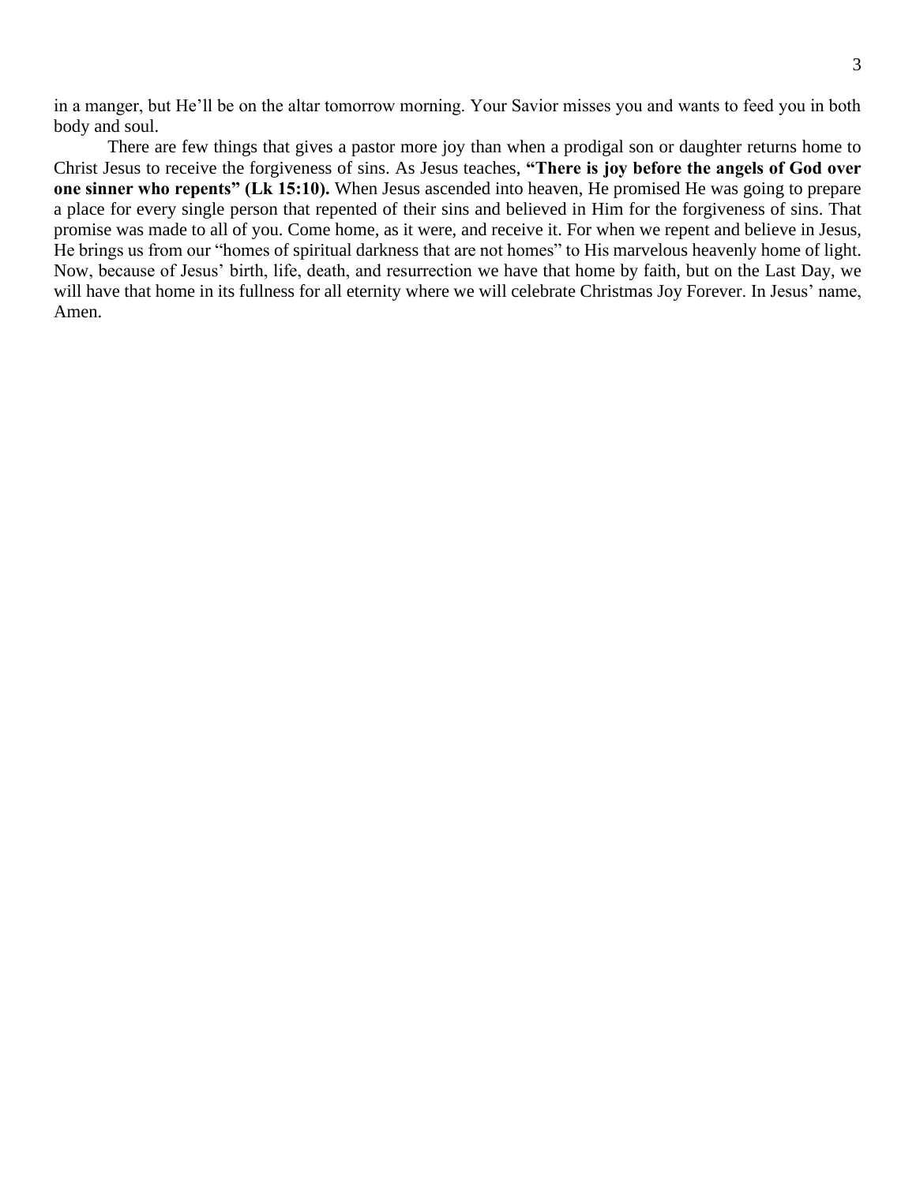in a manger, but He'll be on the altar tomorrow morning. Your Savior misses you and wants to feed you in both body and soul.

There are few things that gives a pastor more joy than when a prodigal son or daughter returns home to Christ Jesus to receive the forgiveness of sins. As Jesus teaches, **"There is joy before the angels of God over one sinner who repents" (Lk 15:10).** When Jesus ascended into heaven, He promised He was going to prepare a place for every single person that repented of their sins and believed in Him for the forgiveness of sins. That promise was made to all of you. Come home, as it were, and receive it. For when we repent and believe in Jesus, He brings us from our "homes of spiritual darkness that are not homes" to His marvelous heavenly home of light. Now, because of Jesus' birth, life, death, and resurrection we have that home by faith, but on the Last Day, we will have that home in its fullness for all eternity where we will celebrate Christmas Joy Forever. In Jesus' name, Amen.